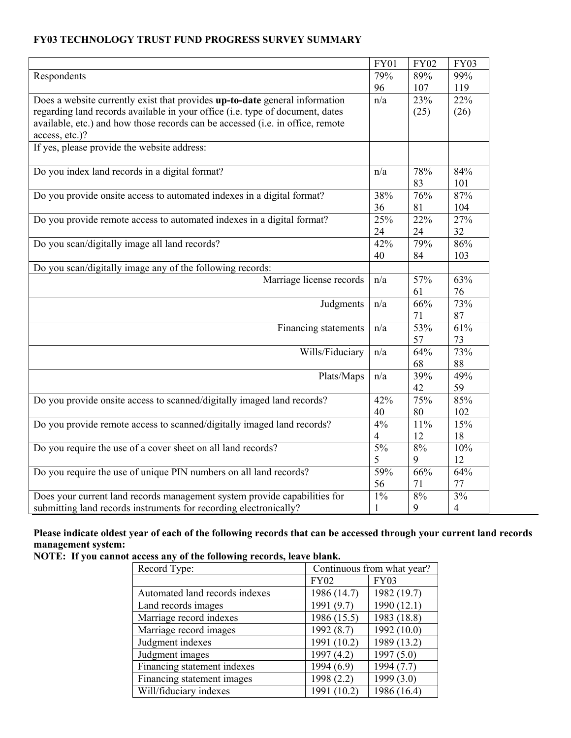# FY03 TECHNOLOGY TRUST FUND PROGRESS SURVEY SUMMARY

| | FY01 | FY02 | FY03 |
|---|---|---|---|
| Respondents | 79% 96 | 89% 107 | 99% 119 |
| Does a website currently exist that provides **up-to-date** general information regarding land records available in your office (i.e. type of document, dates available, etc.) and how those records can be accessed (i.e. in office, remote access, etc.)? | n/a | 23% (25) | 22% (26) |
| If yes, please provide the website address: | | | |
| Do you index land records in a digital format? | n/a | 78% 83 | 84% 101 |
| Do you provide onsite access to automated indexes in a digital format? | 38% 36 | 76% 81 | 87% 104 |
| Do you provide remote access to automated indexes in a digital format? | 25% 24 | 22% 24 | 27% 32 |
| Do you scan/digitally image all land records? | 42% 40 | 79% 84 | 86% 103 |
| Do you scan/digitally image any of the following records: | | | |
| Marriage license records | n/a | 57% 61 | 63% 76 |
| Judgments | n/a | 66% 71 | 73% 87 |
| Financing statements | n/a | 53% 57 | 61% 73 |
| Wills/Fiduciary | n/a | 64% 68 | 73% 88 |
| Plats/Maps | n/a | 39% 42 | 49% 59 |
| Do you provide onsite access to scanned/digitally imaged land records? | 42% 40 | 75% 80 | 85% 102 |
| Do you provide remote access to scanned/digitally imaged land records? | 4% 4 | 11% 12 | 15% 18 |
| Do you require the use of a cover sheet on all land records? | 5% 5 | 8% 9 | 10% 12 |
| Do you require the use of unique PIN numbers on all land records? | 59% 56 | 66% 71 | 64% 77 |
| Does your current land records management system provide capabilities for submitting land records instruments for recording electronically? | 1% 1 | 8% 9 | 3% 4 |

**Please indicate oldest year of each of the following records that can be accessed through your current land records management system:**

**NOTE: If you cannot access any of the following records, leave blank.**

| Record Type: | Continuous from what year? | |
|---|---|---|
| | FY02 | FY03 |
| Automated land records indexes | 1986 (14.7) | 1982 (19.7) |
| Land records images | 1991 (9.7) | 1990 (12.1) |
| Marriage record indexes | 1986 (15.5) | 1983 (18.8) |
| Marriage record images | 1992 (8.7) | 1992 (10.0) |
| Judgment indexes | 1991 (10.2) | 1989 (13.2) |
| Judgment images | 1997 (4.2) | 1997 (5.0) |
| Financing statement indexes | 1994 (6.9) | 1994 (7.7) |
| Financing statement images | 1998 (2.2) | 1999 (3.0) |
| Will/fiduciary indexes | 1991 (10.2) | 1986 (16.4) |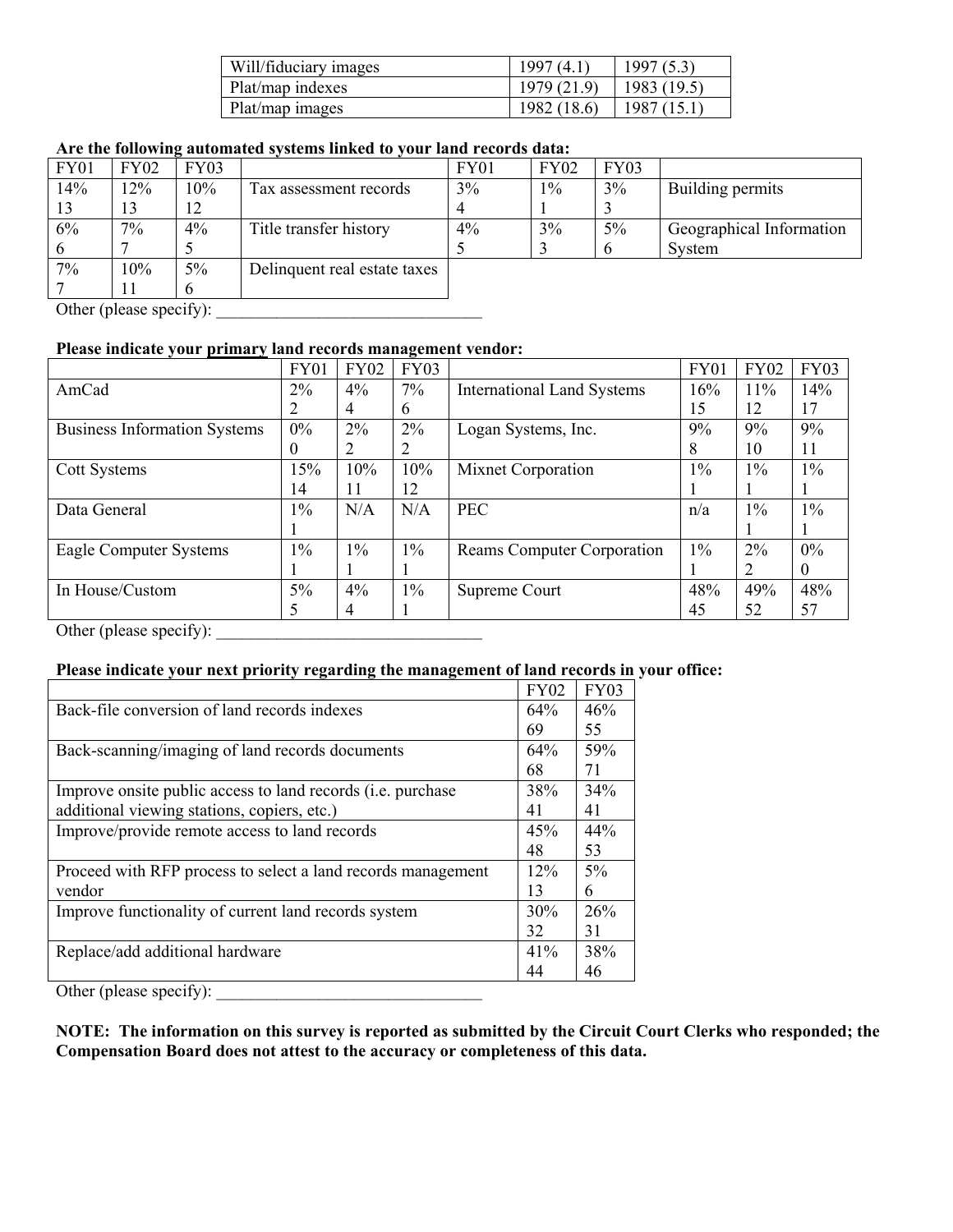| | | |
|---|---|---|
| Will/fiduciary images | 1997 (4.1) | 1997 (5.3) |
| Plat/map indexes | 1979 (21.9) | 1983 (19.5) |
| Plat/map images | 1982 (18.6) | 1987 (15.1) |

**Are the following automated systems linked to your land records data:**

| FY01 | FY02 | FY03 | | FY01 | FY02 | FY03 | |
|---|---|---|---|---|---|---|---|
| 14%<br>13 | 12%<br>13 | 10%<br>12 | Tax assessment records | 3%<br>4 | 1%<br>1 | 3%<br>3 | Building permits |
| 6%<br>6 | 7%<br>7 | 4%<br>5 | Title transfer history | 4%<br>5 | 3%<br>3 | 5%<br>6 | Geographical Information System |
| 7%<br>7 | 10%<br>11 | 5%<br>6 | Delinquent real estate taxes | | | | |

Other (please specify): _______________________________

**Please indicate your primary land records management vendor:**

| | FY01 | FY02 | FY03 | | FY01 | FY02 | FY03 |
|---|---|---|---|---|---|---|---|
| AmCad | 2%<br>2 | 4%<br>4 | 7%<br>6 | International Land Systems | 16%<br>15 | 11%<br>12 | 14%<br>17 |
| Business Information Systems | 0%<br>0 | 2%<br>2 | 2%<br>2 | Logan Systems, Inc. | 9%<br>8 | 9%<br>10 | 9%<br>11 |
| Cott Systems | 15%<br>14 | 10%<br>11 | 10%<br>12 | Mixnet Corporation | 1%<br>1 | 1%<br>1 | 1%<br>1 |
| Data General | 1%<br>1 | N/A | N/A | PEC | n/a | 1%<br>1 | 1%<br>1 |
| Eagle Computer Systems | 1%<br>1 | 1%<br>1 | 1%<br>1 | Reams Computer Corporation | 1%<br>1 | 2%<br>2 | 0%<br>0 |
| In House/Custom | 5%<br>5 | 4%<br>4 | 1%<br>1 | Supreme Court | 48%<br>45 | 49%<br>52 | 48%<br>57 |

Other (please specify): _______________________________

**Please indicate your next priority regarding the management of land records in your office:**

| | FY02 | FY03 |
|---|---|---|
| Back-file conversion of land records indexes | 64%<br>69 | 46%<br>55 |
| Back-scanning/imaging of land records documents | 64%<br>68 | 59%<br>71 |
| Improve onsite public access to land records (i.e. purchase additional viewing stations, copiers, etc.) | 38%<br>41 | 34%<br>41 |
| Improve/provide remote access to land records | 45%<br>48 | 44%<br>53 |
| Proceed with RFP process to select a land records management vendor | 12%<br>13 | 5%<br>6 |
| Improve functionality of current land records system | 30%<br>32 | 26%<br>31 |
| Replace/add additional hardware | 41%<br>44 | 38%<br>46 |

Other (please specify): _______________________________

**NOTE: The information on this survey is reported as submitted by the Circuit Court Clerks who responded; the Compensation Board does not attest to the accuracy or completeness of this data.**